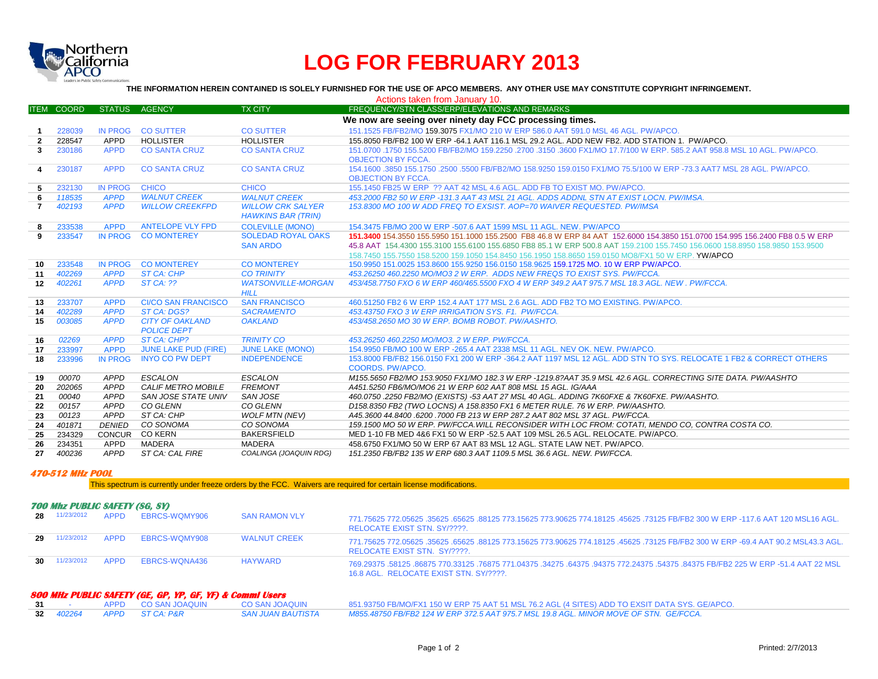# LOG FOR FEBRUARY 2013

**THE INFORMATION HEREIN CONTAINED IS SOLELY FURNISHED FOR THE USE OF APCO MEMBERS. ANY OTHER USE MAY CONSTITUTE COPYRIGHT INFRINGEMENT.**

Actions taken from January 10.

| ITEM | COORD | STATUS | AGENCY | TX CITY | FREQUENCY/STN CLASS/ERP/ELEVATIONS AND REMARKS |
|---|---|---|---|---|---|
| | | | | | **We now are seeing over ninety day FCC processing times.** |
| 1 | 228039 | IN PROG | CO SUTTER | CO SUTTER | 151.1525 FB/FB2/MO 159.3075 FX1/MO 210 W ERP 586.0 AAT 591.0 MSL 46 AGL. PW/APCO. |
| 2 | 228547 | APPD | HOLLISTER | HOLLISTER | 155.8050 FB/FB2 100 W ERP -64.1 AAT 116.1 MSL 29.2 AGL. ADD NEW FB2. ADD STATION 1. PW/APCO. |
| 3 | 230186 | APPD | CO SANTA CRUZ | CO SANTA CRUZ | 151.0700 .1750 155.5200 FB/FB2/MO 159.2250 .2700 .3150 .3600 FX1/MO 17.7/100 W ERP. 585.2 AAT 958.8 MSL 10 AGL. PW/APCO. OBJECTION BY FCCA. |
| 4 | 230187 | APPD | CO SANTA CRUZ | CO SANTA CRUZ | 154.1600 .3850 155.1750 .2500 .5500 FB/FB2/MO 158.9250 159.0150 FX1/MO 75.5/100 W ERP -73.3 AAT7 MSL 28 AGL. PW/APCO. OBJECTION BY FCCA. |
| 5 | 232130 | IN PROG | CHICO | CHICO | 155.1450 FB25 W ERP ?? AAT 42 MSL 4.6 AGL. ADD FB TO EXIST MO. PW/APCO. |
| 6 | *118535* | *APPD* | *WALNUT CREEK* | *WALNUT CREEK* | *453.2000 FB2 50 W ERP -131.3 AAT 43 MSL 21 AGL. ADDS ADDNL STN AT EXIST LOCN. PW/IMSA.* |
| 7 | *402193* | *APPD* | *WILLOW CREEKFPD* | *WILLOW CRK SALYER HAWKINS BAR (TRIN)* | *153.8300 MO 100 W ADD FREQ TO EXSIST. AOP=70 WAIVER REQUESTED. PW/IMSA* |
| 8 | 233538 | APPD | ANTELOPE VLY FPD | COLEVILLE (MONO) | 154.3475 FB/MO 200 W ERP -507.6 AAT 1599 MSL 11 AGL. NEW. PW/APCO |
| 9 | 233547 | IN PROG | CO MONTEREY | SOLEDAD ROYAL OAKS SAN ARDO | **151.3400** 154.3550 155.5950 151.1000 155.2500 FB8 46.8 W ERP 84 AAT 152.6000 154.3850 151.0700 154.995 156.2400 FB8 0.5 W ERP 45.8 AAT 154.4300 155.3100 155.6100 155.6850 FB8 85.1 W ERP 500.8 AAT 159.2100 155.7450 156.0600 158.8950 158.9850 153.9500 158.7450 155.7550 158.5200 159.1050 154.8450 156.1950 158.8650 159.0150 MO8/FX1 50 W ERP. YW/APCO |
| 10 | 233548 | IN PROG | CO MONTEREY | CO MONTEREY | 150.9950 151.0025 153.8600 155.9250 156.0150 158.9625 159.1725 MO. 10 W ERP PW/APCO. |
| 11 | *402269* | *APPD* | *ST CA: CHP* | *CO TRINITY* | *453.26250 460.2250 MO/MO3 2 W ERP. ADDS NEW FREQS TO EXIST SYS. PW/FCCA.* |
| 12 | *402261* | *APPD* | *ST CA: ??* | *WATSONVILLE-MORGAN HILL* | *453/458.7750 FXO 6 W ERP 460/465.5500 FXO 4 W ERP 349.2 AAT 975.7 MSL 18.3 AGL. NEW . PW/FCCA.* |
| 13 | 233707 | APPD | CI/CO SAN FRANCISCO | SAN FRANCISCO | 460.51250 FB2 6 W ERP 152.4 AAT 177 MSL 2.6 AGL. ADD FB2 TO MO EXISTING. PW/APCO. |
| 14 | *402289* | *APPD* | *ST CA: DGS?* | *SACRAMENTO* | *453.43750 FXO 3 W ERP IRRIGATION SYS. F1. PW/FCCA.* |
| 15 | *003085* | *APPD* | *CITY OF OAKLAND POLICE DEPT* | *OAKLAND* | *453/458.2650 MO 30 W ERP. BOMB ROBOT. PW/AASHTO.* |
| 16 | *02269* | *APPD* | *ST CA: CHP?* | *TRINITY CO* | *453.26250 460.2250 MO/MO3. 2 W ERP. PW/FCCA.* |
| 17 | 233997 | APPD | JUNE LAKE PUD (FIRE) | JUNE LAKE (MONO) | 154.9950 FB/MO 100 W ERP -265.4 AAT 2338 MSL 11 AGL. NEV OK. NEW. PW/APCO. |
| 18 | 233996 | IN PROG | INYO CO PW DEPT | INDEPENDENCE | 153.8000 FB/FB2 156.0150 FX1 200 W ERP -364.2 AAT 1197 MSL 12 AGL. ADD STN TO SYS. RELOCATE 1 FB2 & CORRECT OTHERS COORDS. PW/APCO. |
| 19 | *00070* | *APPD* | *ESCALON* | *ESCALON* | *M155.5650 FB2/MO 153.9050 FX1/MO 182.3 W ERP -1219.8?AAT 35.9 MSL 42.6 AGL. CORRECTING SITE DATA. PW/AASHTO* |
| 20 | *202065* | *APPD* | *CALIF METRO MOBILE* | *FREMONT* | *A451.5250 FB6/MO/MO6 21 W ERP 602 AAT 808 MSL 15 AGL. IG/AAA* |
| 21 | *00040* | *APPD* | *SAN JOSE STATE UNIV* | *SAN JOSE* | *460.0750 .2250 FB2/MO (EXISTS) -53 AAT 27 MSL 40 AGL. ADDING 7K60FXE & 7K60FXE. PW/AASHTO.* |
| 22 | *00157* | *APPD* | *CO GLENN* | *CO GLENN* | *D158.8350 FB2 (TWO LOCNS) A 158.8350 FX1 6 METER RULE. 76 W ERP. PW/AASHTO.* |
| 23 | *00123* | *APPD* | *ST CA: CHP* | *WOLF MTN (NEV)* | *A45.3600 44.8400 .6200 .7000 FB 213 W ERP 287.2 AAT 802 MSL 37 AGL. PW/FCCA.* |
| 24 | *401871* | *DENIED* | *CO SONOMA* | *CO SONOMA* | *159.1500 MO 50 W ERP. PW/FCCA.WILL RECONSIDER WITH LOC FROM: COTATI, MENDO CO, CONTRA COSTA CO.* |
| 25 | 234329 | CONCUR | CO KERN | BAKERSFIELD | MED 1-10 FB MED 4&6 FX1 50 W ERP -52.5 AAT 109 MSL 26.5 AGL. RELOCATE. PW/APCO. |
| 26 | 234351 | APPD | MADERA | MADERA | 458.6750 FX1/MO 50 W ERP 67 AAT 83 MSL 12 AGL. STATE LAW NET. PW/APCO. |
| 27 | *400236* | *APPD* | *ST CA: CAL FIRE* | *COALINGA (JOAQUIN RDG)* | *151.2350 FB/FB2 135 W ERP 680.3 AAT 1109.5 MSL 36.6 AGL. NEW. PW/FCCA.* |

### *470-512 MHz POOL*

This spectrum is currently under freeze orders by the FCC. Waivers are required for certain license modifications.

### *700 Mhz PUBLIC SAFETY (SG, SY)*

| ITEM | COORD | STATUS | AGENCY | TX CITY | FREQUENCY/STN CLASS/ERP/ELEVATIONS AND REMARKS |
|---|---|---|---|---|---|
| 28 | 11/23/2012 | APPD | EBRCS-WQMY906 | SAN RAMON VLY | 771.75625 772.05625 .35625 .65625 .88125 773.15625 773.90625 774.18125 .45625 .73125 FB/FB2 300 W ERP -117.6 AAT 120 MSL16 AGL. RELOCATE EXIST STN. SY/????. |
| 29 | 11/23/2012 | APPD | EBRCS-WQMY908 | WALNUT CREEK | 771.75625 772.05625 .35625 .65625 .88125 773.15625 773.90625 774.18125 .45625 .73125 FB/FB2 300 W ERP -69.4 AAT 90.2 MSL43.3 AGL. RELOCATE EXIST STN. SY/????. |
| 30 | 11/23/2012 | APPD | EBRCS-WQNA436 | HAYWARD | 769.29375 .58125 .86875 770.33125 .76875 771.04375 .34275 .64375 .94375 772.24375 .54375 .84375 FB/FB2 225 W ERP -51.4 AAT 22 MSL 16.8 AGL. RELOCATE EXIST STN. SY/????. |

### *800 MHz PUBLIC SAFETY (GE, GP, YP, GF, YF) & Comml Users*

| ITEM | COORD | STATUS | AGENCY | TX CITY | FREQUENCY/STN CLASS/ERP/ELEVATIONS AND REMARKS |
|---|---|---|---|---|---|
| 31 | - | APPD | CO SAN JOAQUIN | CO SAN JOAQUIN | 851.93750 FB/MO/FX1 150 W ERP 75 AAT 51 MSL 76.2 AGL (4 SITES) ADD TO EXSIT DATA SYS. GE/APCO. |
| 32 | *402264* | *APPD* | *ST CA: P&R* | *SAN JUAN BAUTISTA* | *M855.48750 FB/FB2 124 W ERP 372.5 AAT 975.7 MSL 19.8 AGL. MINOR MOVE OF STN. GE/FCCA.* |

Printed: 2/7/2013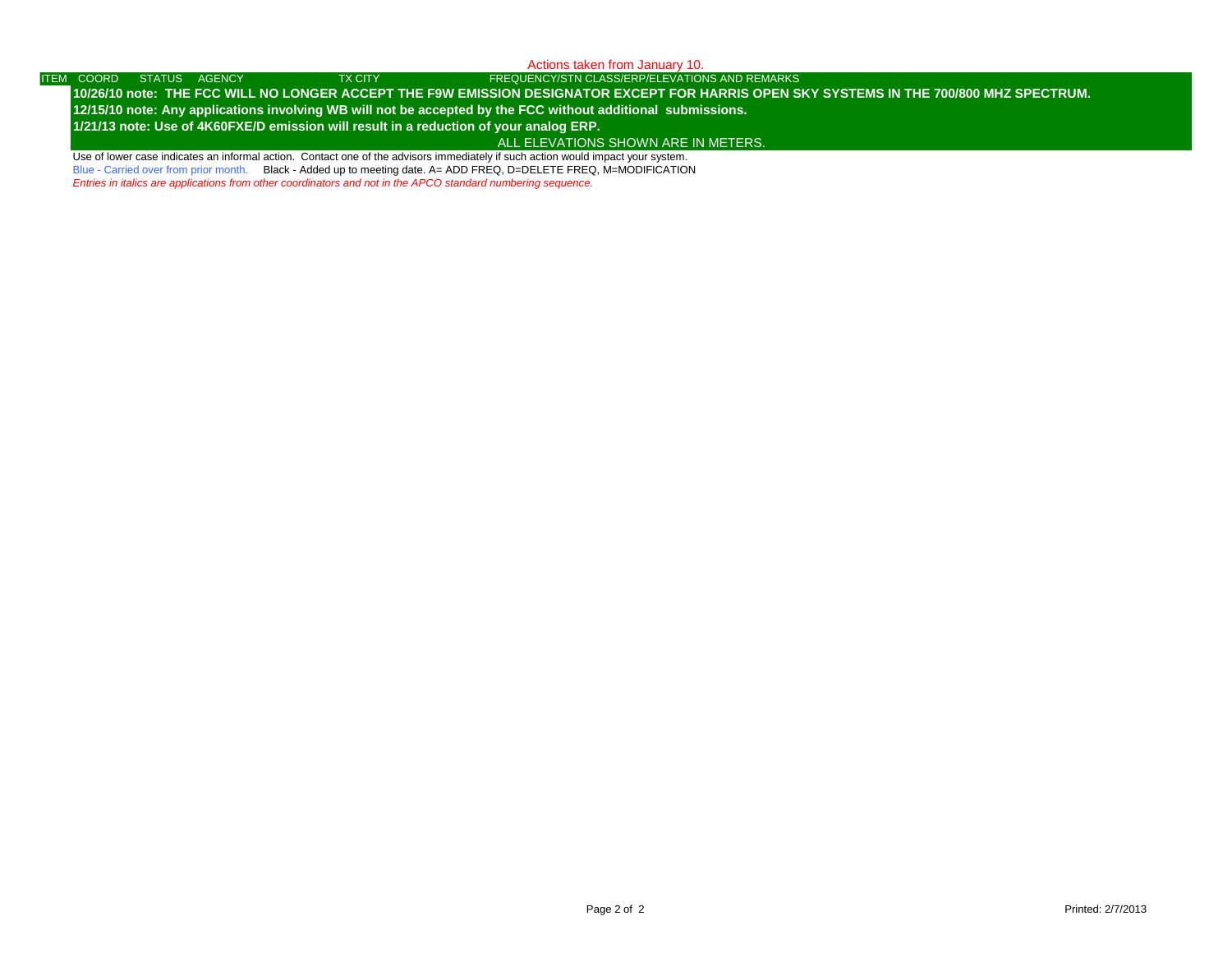Actions taken from January 10.

| ITEM | COORD | STATUS | AGENCY | TX CITY | FREQUENCY/STN CLASS/ERP/ELEVATIONS AND REMARKS |
| --- | --- | --- | --- | --- | --- |

**10/26/10 note: THE FCC WILL NO LONGER ACCEPT THE F9W EMISSION DESIGNATOR EXCEPT FOR HARRIS OPEN SKY SYSTEMS IN THE 700/800 MHZ SPECTRUM.**

**12/15/10 note: Any applications involving WB will not be accepted by the FCC without additional submissions.**

**1/21/13 note: Use of 4K60FXE/D emission will result in a reduction of your analog ERP.**

ALL ELEVATIONS SHOWN ARE IN METERS.

Use of lower case indicates an informal action. Contact one of the advisors immediately if such action would impact your system.

Blue - Carried over from prior month. Black - Added up to meeting date. A= ADD FREQ, D=DELETE FREQ, M=MODIFICATION

*Entries in italics are applications from other coordinators and not in the APCO standard numbering sequence.*

Printed: 2/7/2013